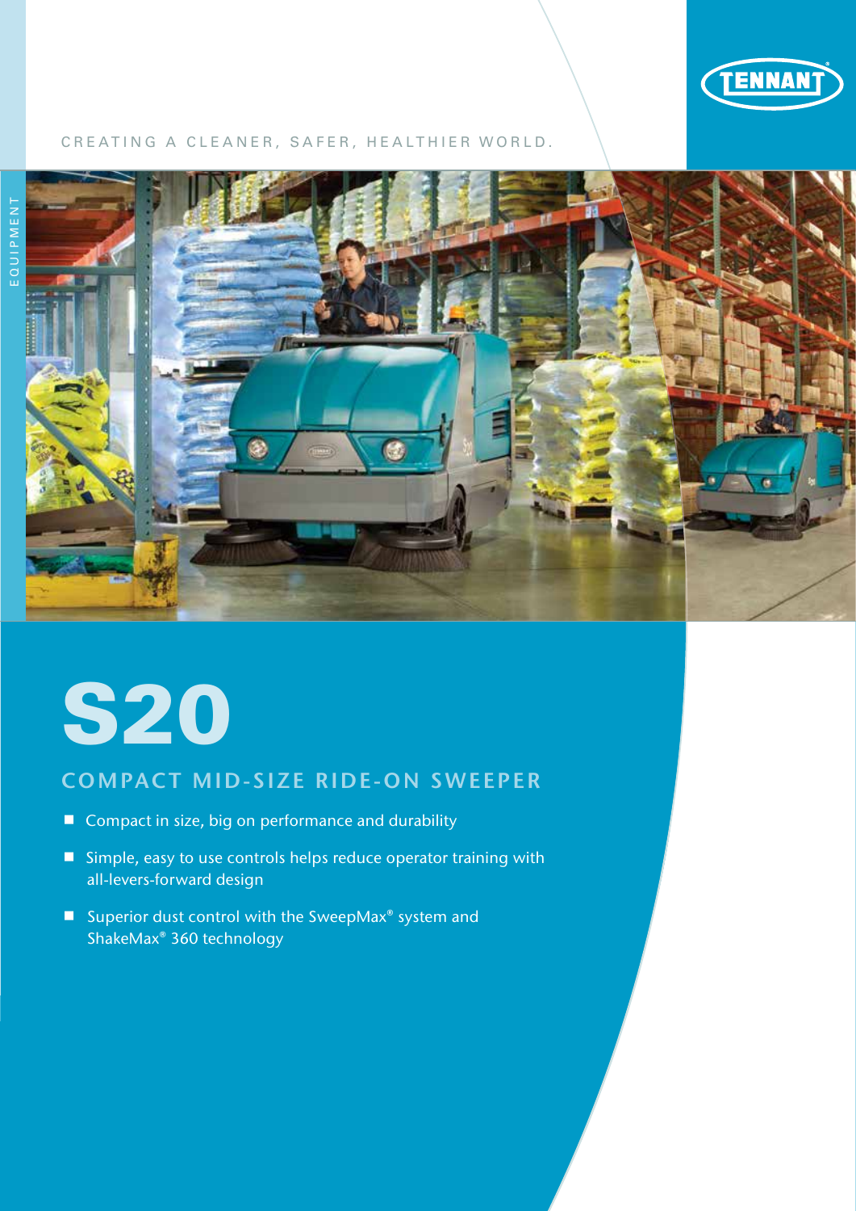TENNANT

CREATING A CLEANER, SAFER, HEALTHIER WORLD.

EQUIPMENT

# S20

## COMPACT MID-SIZE RIDE-ON SWEEPER

- Compact in size, big on performance and durability
- Simple, easy to use controls helps reduce operator training with all-levers-forward design
- Superior dust control with the SweepMax® system and ShakeMax® 360 technology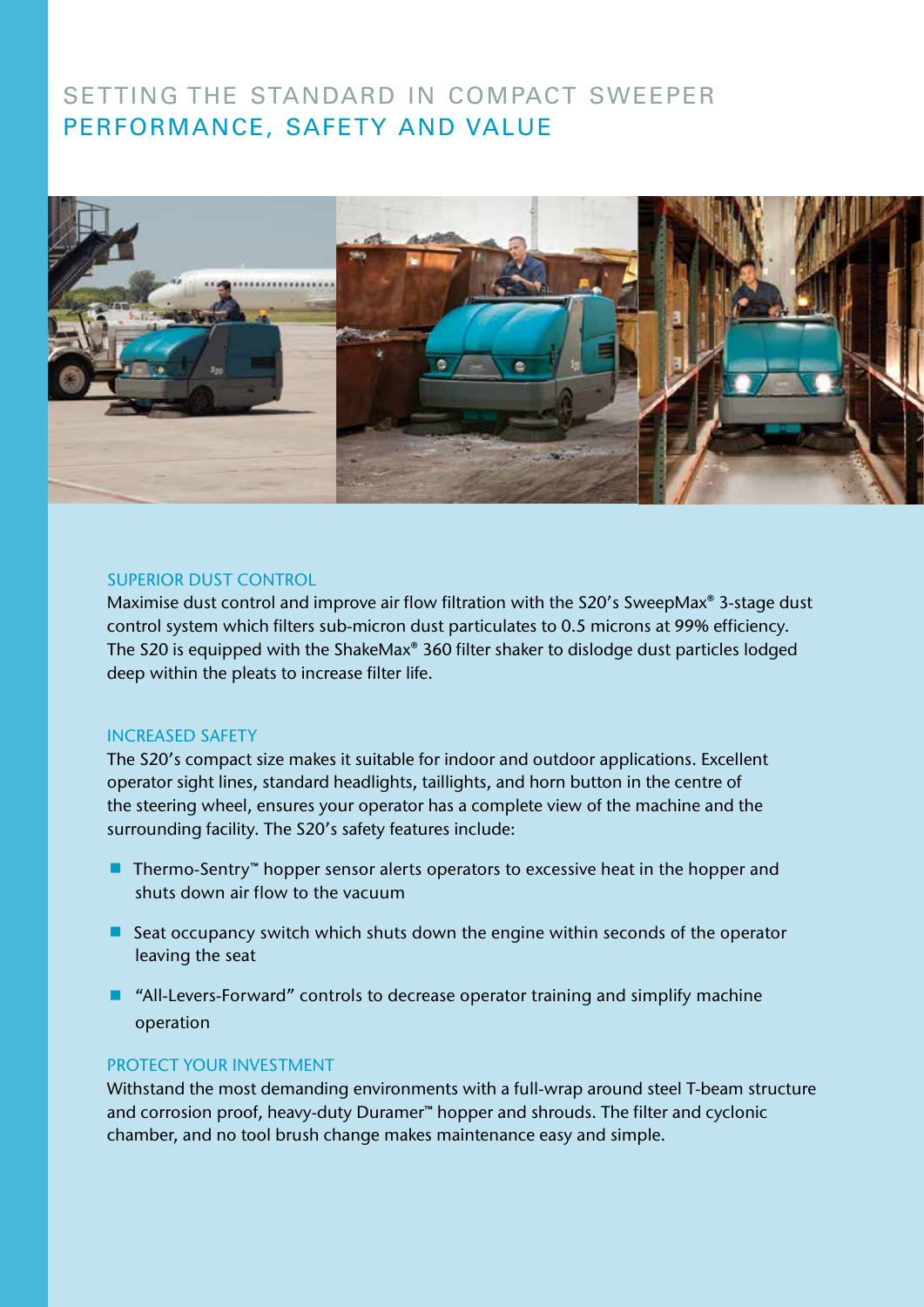# SETTING THE STANDARD IN COMPACT SWEEPER PERFORMANCE, SAFETY AND VALUE

## SUPERIOR DUST CONTROL

Maximise dust control and improve air flow filtration with the S20's SweepMax® 3-stage dust control system which filters sub-micron dust particulates to 0.5 microns at 99% efficiency. The S20 is equipped with the ShakeMax® 360 filter shaker to dislodge dust particles lodged deep within the pleats to increase filter life.

## INCREASED SAFETY

The S20's compact size makes it suitable for indoor and outdoor applications. Excellent operator sight lines, standard headlights, taillights, and horn button in the centre of the steering wheel, ensures your operator has a complete view of the machine and the surrounding facility. The S20's safety features include:

- Thermo-Sentry™ hopper sensor alerts operators to excessive heat in the hopper and shuts down air flow to the vacuum
- Seat occupancy switch which shuts down the engine within seconds of the operator leaving the seat
- "All-Levers-Forward" controls to decrease operator training and simplify machine operation

## PROTECT YOUR INVESTMENT

Withstand the most demanding environments with a full-wrap around steel T-beam structure and corrosion proof, heavy-duty Duramer™ hopper and shrouds. The filter and cyclonic chamber, and no tool brush change makes maintenance easy and simple.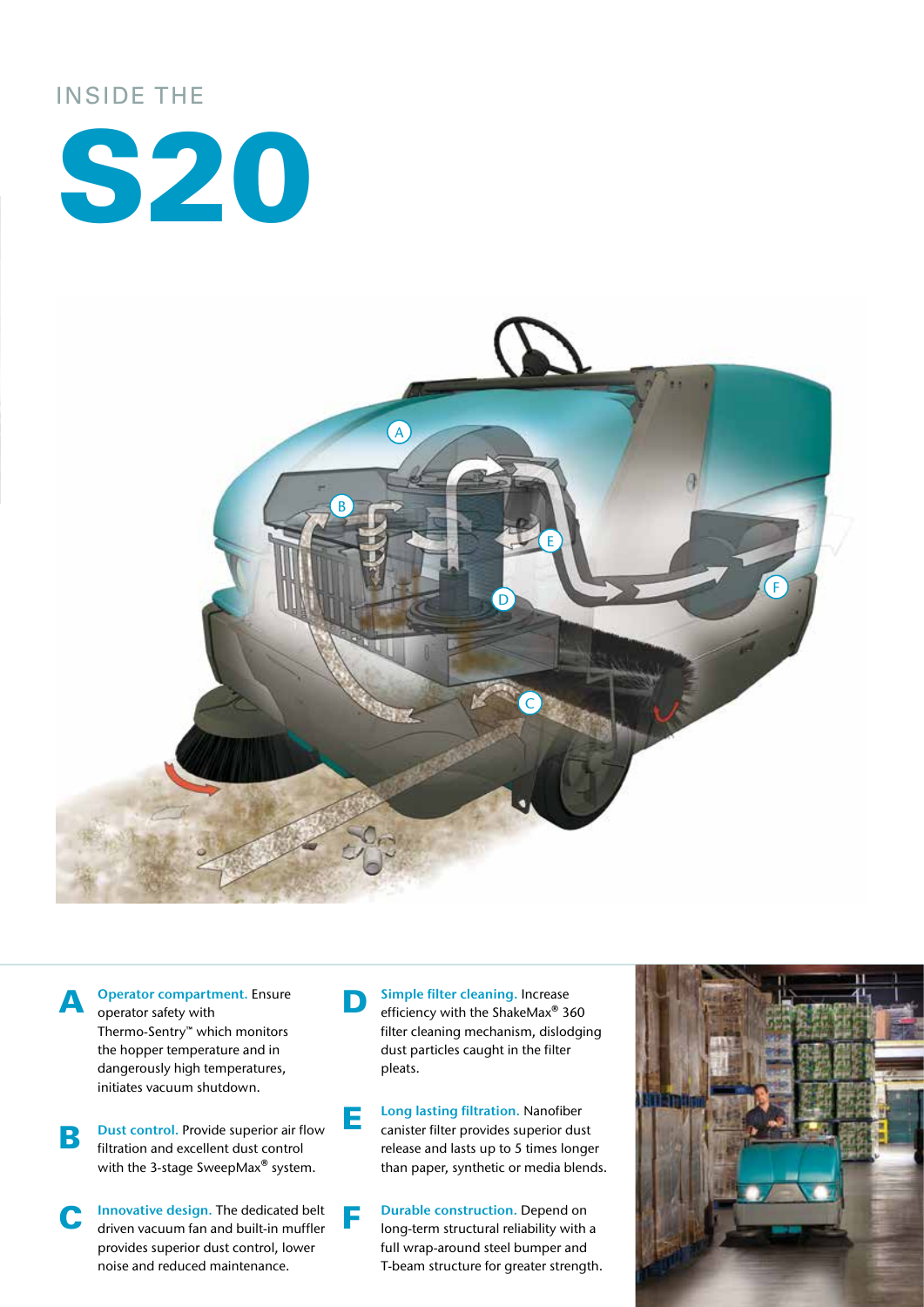INSIDE THE

# S20

**A** **Operator compartment.** Ensure operator safety with Thermo-Sentry™ which monitors the hopper temperature and in dangerously high temperatures, initiates vacuum shutdown.

**B** **Dust control.** Provide superior air flow filtration and excellent dust control with the 3-stage SweepMax® system.

**C** **Innovative design.** The dedicated belt driven vacuum fan and built-in muffler provides superior dust control, lower noise and reduced maintenance.

**D** **Simple filter cleaning.** Increase efficiency with the ShakeMax® 360 filter cleaning mechanism, dislodging dust particles caught in the filter pleats.

**E** **Long lasting filtration.** Nanofiber canister filter provides superior dust release and lasts up to 5 times longer than paper, synthetic or media blends.

**F** **Durable construction.** Depend on long-term structural reliability with a full wrap-around steel bumper and T-beam structure for greater strength.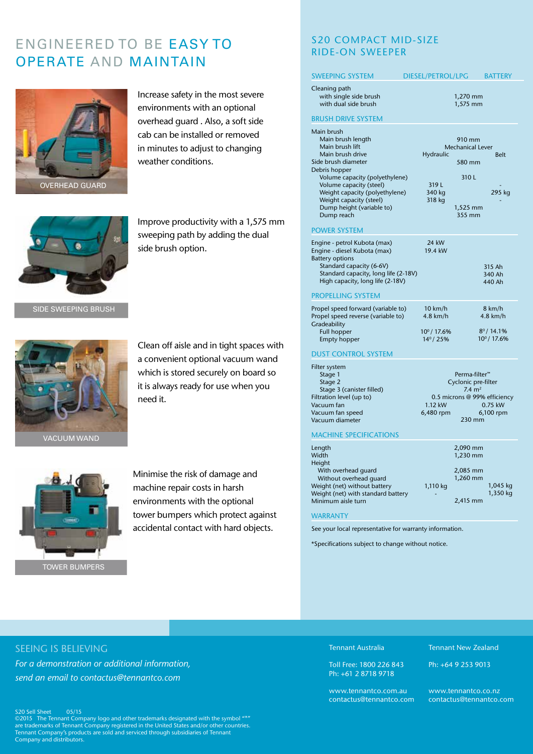# ENGINEERED TO BE EASY TO OPERATE AND MAINTAIN

OVERHEAD GUARD

Increase safety in the most severe environments with an optional overhead guard . Also, a soft side cab can be installed or removed in minutes to adjust to changing weather conditions.

SIDE SWEEPING BRUSH

Improve productivity with a 1,575 mm sweeping path by adding the dual side brush option.

VACUUM WAND

Clean off aisle and in tight spaces with a convenient optional vacuum wand which is stored securely on board so it is always ready for use when you need it.

TOWER BUMPERS

Minimise the risk of damage and machine repair costs in harsh environments with the optional tower bumpers which protect against accidental contact with hard objects.

## S20 COMPACT MID-SIZE RIDE-ON SWEEPER

| SWEEPING SYSTEM | DIESEL/PETROL/LPG | BATTERY |
|---|---|---|
| Cleaning path | | |
| with single side brush | 1,270 mm | |
| with dual side brush | 1,575 mm | |
| **BRUSH DRIVE SYSTEM** | | |
| Main brush | | |
| Main brush length | 910 mm | |
| Main brush lift | Mechanical Lever | |
| Main brush drive | Hydraulic | Belt |
| Side brush diameter | 580 mm | |
| Debris hopper | | |
| Volume capacity (polyethylene) | 310 L | |
| Volume capacity (steel) | 319 L | - |
| Weight capacity (polyethylene) | 340 kg | 295 kg |
| Weight capacity (steel) | 318 kg | - |
| Dump height (variable to) | 1,525 mm | |
| Dump reach | 355 mm | |
| **POWER SYSTEM** | | |
| Engine - petrol Kubota (max) | 24 kW | |
| Engine - diesel Kubota (max) | 19.4 kW | |
| Battery options | | |
| Standard capacity (6-6V) | | 315 Ah |
| Standard capacity, long life (2-18V) | | 340 Ah |
| High capacity, long life (2-18V) | | 440 Ah |
| **PROPELLING SYSTEM** | | |
| Propel speed forward (variable to) | 10 km/h | 8 km/h |
| Propel speed reverse (variable to) | 4.8 km/h | 4.8 km/h |
| Gradeability | | |
| Full hopper | 10º / 17.6% | 8º / 14.1% |
| Empty hopper | 14º / 25% | 10º / 17.6% |
| **DUST CONTROL SYSTEM** | | |
| Filter system | | |
| Stage 1 | Perma-filter™ | |
| Stage 2 | Cyclonic pre-filter | |
| Stage 3 (canister filled) | 7.4 m² | |
| Filtration level (up to) | 0.5 microns @ 99% efficiency | |
| Vacuum fan | 1.12 kW | 0.75 kW |
| Vacuum fan speed | 6,480 rpm | 6,100 rpm |
| Vacuum diameter | 230 mm | |
| **MACHINE SPECIFICATIONS** | | |
| Length | 2,090 mm | |
| Width | 1,230 mm | |
| Height | | |
| With overhead guard | 2,085 mm | |
| Without overhead guard | 1,260 mm | |
| Weight (net) without battery | 1,110 kg | 1,045 kg |
| Weight (net) with standard battery | - | 1,350 kg |
| Minimum aisle turn | 2,415 mm | |

### WARRANTY

See your local representative for warranty information.

*Specifications subject to change without notice.

## SEEING IS BELIEVING

*For a demonstration or additional information, send an email to contactus@tennantco.com*

Tennant Australia

Toll Free: 1800 226 843
Ph: +61 2 8718 9718

www.tennantco.com.au
contactus@tennantco.com

Tennant New Zealand

Ph: +64 9 253 9013

www.tennantco.co.nz
contactus@tennantco.com

S20 Sell Sheet 05/15
©2015 The Tennant Company logo and other trademarks designated with the symbol "®" are trademarks of Tennant Company registered in the United States and/or other countries. Tennant Company's products are sold and serviced through subsidiaries of Tennant Company and distributors.